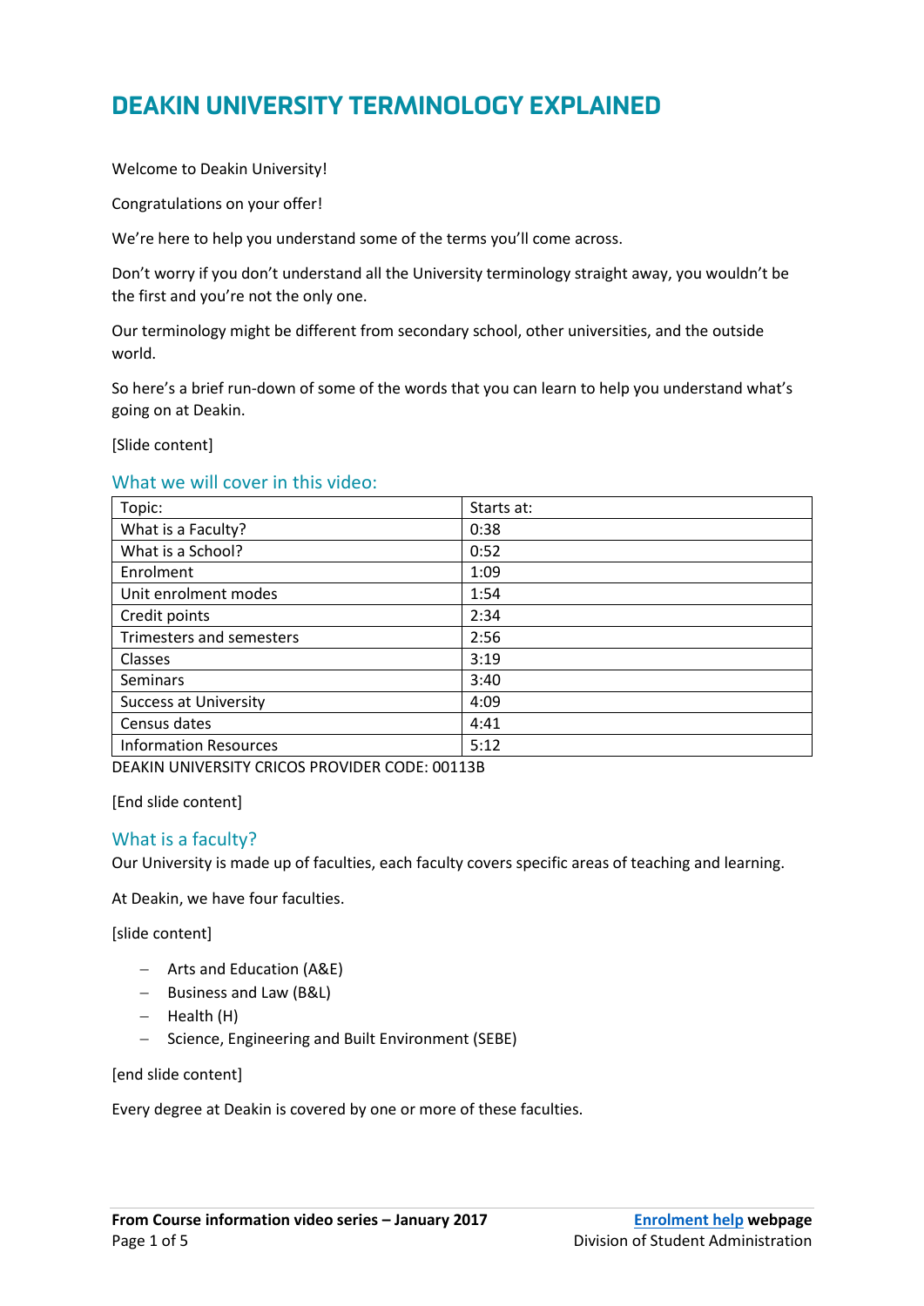# DEAKIN UNIVERSITY TERMINOLOGY EXPLAINED

Welcome to Deakin University!

Congratulations on your offer!

We're here to help you understand some of the terms you'll come across.

Don't worry if you don't understand all the University terminology straight away, you wouldn't be the first and you're not the only one.

Our terminology might be different from secondary school, other universities, and the outside world.

So here's a brief run-down of some of the words that you can learn to help you understand what's going on at Deakin.

[Slide content]

## What we will cover in this video:

| Topic: | Starts at: |
|---|---|
| What is a Faculty? | 0:38 |
| What is a School? | 0:52 |
| Enrolment | 1:09 |
| Unit enrolment modes | 1:54 |
| Credit points | 2:34 |
| Trimesters and semesters | 2:56 |
| Classes | 3:19 |
| Seminars | 3:40 |
| Success at University | 4:09 |
| Census dates | 4:41 |
| Information Resources | 5:12 |

DEAKIN UNIVERSITY CRICOS PROVIDER CODE: 00113B

[End slide content]

## What is a faculty?

Our University is made up of faculties, each faculty covers specific areas of teaching and learning.

At Deakin, we have four faculties.

[slide content]

- Arts and Education (A&E)
- Business and Law (B&L)
- Health (H)
- Science, Engineering and Built Environment (SEBE)

[end slide content]

Every degree at Deakin is covered by one or more of these faculties.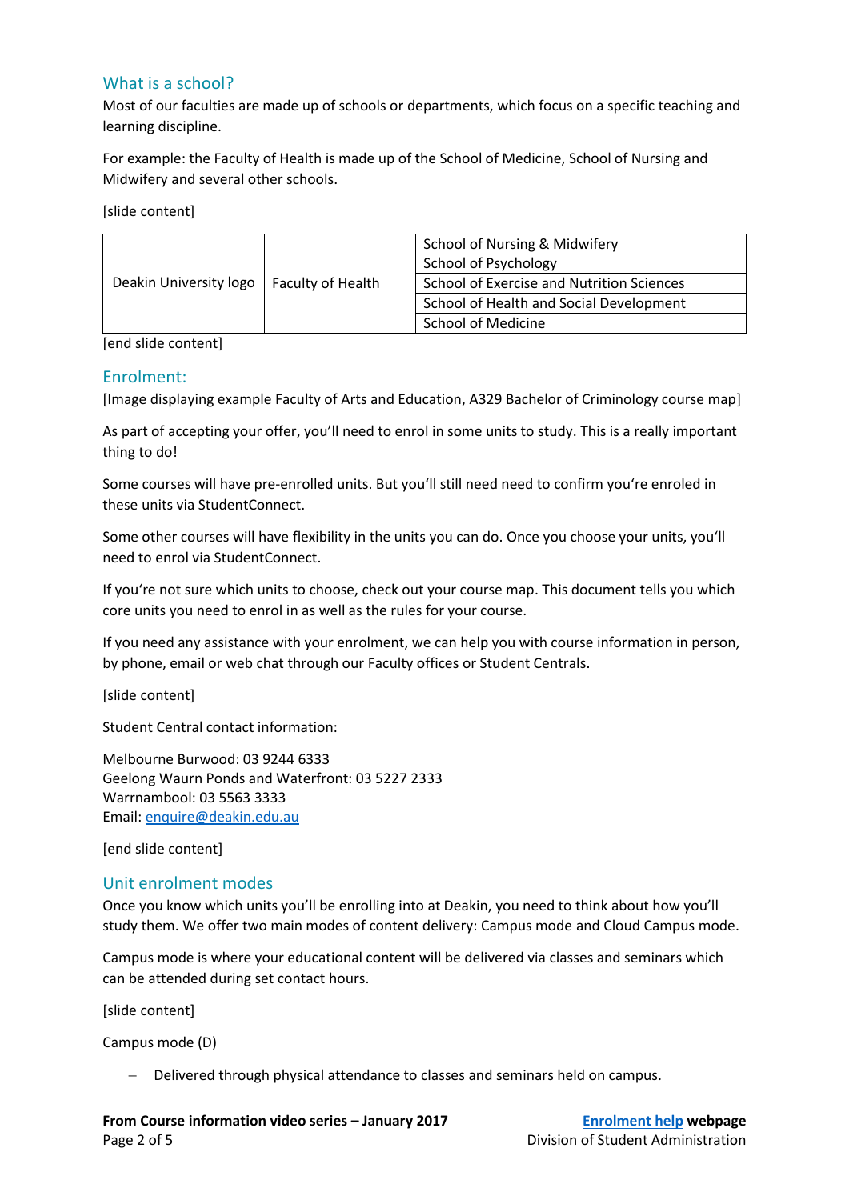## What is a school?

Most of our faculties are made up of schools or departments, which focus on a specific teaching and learning discipline.

For example: the Faculty of Health is made up of the School of Medicine, School of Nursing and Midwifery and several other schools.

[slide content]

| | | |
|---|---|---|
| Deakin University logo | Faculty of Health | School of Nursing & Midwifery |
| | | School of Psychology |
| | | School of Exercise and Nutrition Sciences |
| | | School of Health and Social Development |
| | | School of Medicine |

[end slide content]

## Enrolment:

[Image displaying example Faculty of Arts and Education, A329 Bachelor of Criminology course map]

As part of accepting your offer, you'll need to enrol in some units to study. This is a really important thing to do!

Some courses will have pre-enrolled units. But you'll still need need to confirm you're enroled in these units via StudentConnect.

Some other courses will have flexibility in the units you can do. Once you choose your units, you'll need to enrol via StudentConnect.

If you're not sure which units to choose, check out your course map. This document tells you which core units you need to enrol in as well as the rules for your course.

If you need any assistance with your enrolment, we can help you with course information in person, by phone, email or web chat through our Faculty offices or Student Centrals.

[slide content]

Student Central contact information:

Melbourne Burwood: 03 9244 6333
Geelong Waurn Ponds and Waterfront: 03 5227 2333
Warrnambool: 03 5563 3333
Email: enquire@deakin.edu.au

[end slide content]

## Unit enrolment modes

Once you know which units you'll be enrolling into at Deakin, you need to think about how you'll study them. We offer two main modes of content delivery: Campus mode and Cloud Campus mode.

Campus mode is where your educational content will be delivered via classes and seminars which can be attended during set contact hours.

[slide content]

Campus mode (D)

- Delivered through physical attendance to classes and seminars held on campus.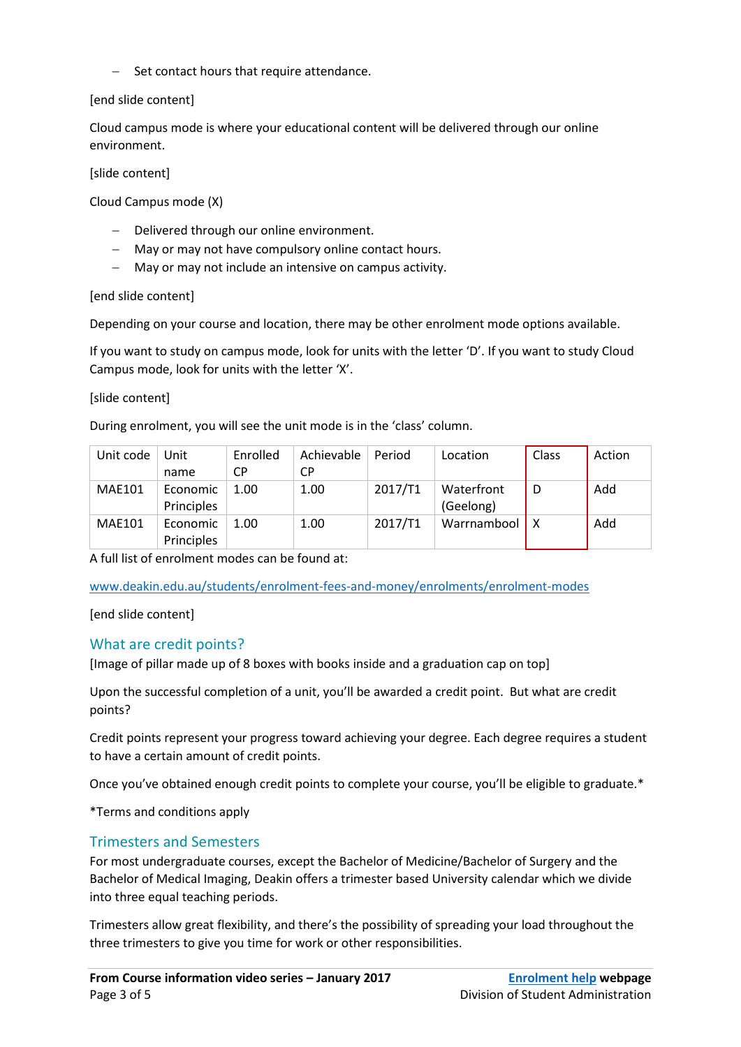– Set contact hours that require attendance.

[end slide content]

Cloud campus mode is where your educational content will be delivered through our online environment.

[slide content]

Cloud Campus mode (X)

– Delivered through our online environment.
– May or may not have compulsory online contact hours.
– May or may not include an intensive on campus activity.

[end slide content]

Depending on your course and location, there may be other enrolment mode options available.

If you want to study on campus mode, look for units with the letter 'D'. If you want to study Cloud Campus mode, look for units with the letter 'X'.

[slide content]

During enrolment, you will see the unit mode is in the 'class' column.

| Unit code | Unit name | Enrolled CP | Achievable CP | Period | Location | Class | Action |
|---|---|---|---|---|---|---|---|
| MAE101 | Economic Principles | 1.00 | 1.00 | 2017/T1 | Waterfront (Geelong) | D | Add |
| MAE101 | Economic Principles | 1.00 | 1.00 | 2017/T1 | Warrnambool | X | Add |

A full list of enrolment modes can be found at:

www.deakin.edu.au/students/enrolment-fees-and-money/enrolments/enrolment-modes

[end slide content]

## What are credit points?

[Image of pillar made up of 8 boxes with books inside and a graduation cap on top]

Upon the successful completion of a unit, you'll be awarded a credit point. But what are credit points?

Credit points represent your progress toward achieving your degree. Each degree requires a student to have a certain amount of credit points.

Once you've obtained enough credit points to complete your course, you'll be eligible to graduate.*

*Terms and conditions apply

## Trimesters and Semesters

For most undergraduate courses, except the Bachelor of Medicine/Bachelor of Surgery and the Bachelor of Medical Imaging, Deakin offers a trimester based University calendar which we divide into three equal teaching periods.

Trimesters allow great flexibility, and there's the possibility of spreading your load throughout the three trimesters to give you time for work or other responsibilities.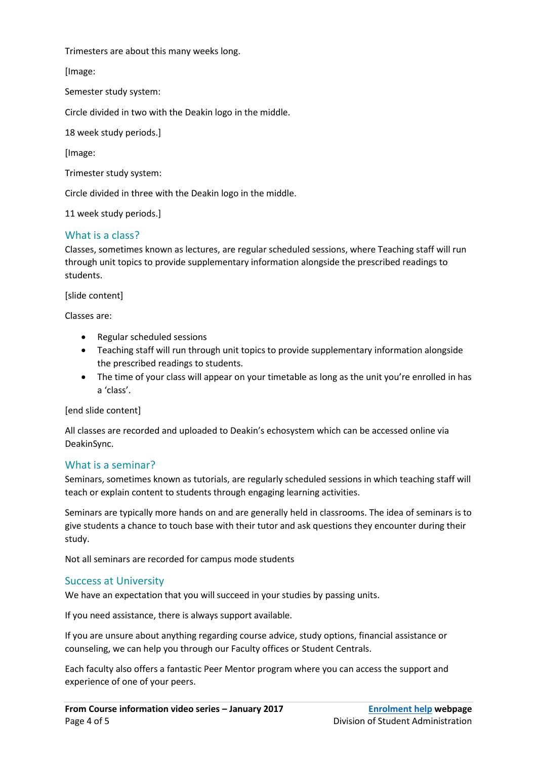Trimesters are about this many weeks long.

[Image:

Semester study system:

Circle divided in two with the Deakin logo in the middle.

18 week study periods.]

[Image:

Trimester study system:

Circle divided in three with the Deakin logo in the middle.

11 week study periods.]

## What is a class?

Classes, sometimes known as lectures, are regular scheduled sessions, where Teaching staff will run through unit topics to provide supplementary information alongside the prescribed readings to students.

[slide content]

Classes are:

- Regular scheduled sessions
- Teaching staff will run through unit topics to provide supplementary information alongside the prescribed readings to students.
- The time of your class will appear on your timetable as long as the unit you're enrolled in has a 'class'.

[end slide content]

All classes are recorded and uploaded to Deakin's echosystem which can be accessed online via DeakinSync.

## What is a seminar?

Seminars, sometimes known as tutorials, are regularly scheduled sessions in which teaching staff will teach or explain content to students through engaging learning activities.

Seminars are typically more hands on and are generally held in classrooms. The idea of seminars is to give students a chance to touch base with their tutor and ask questions they encounter during their study.

Not all seminars are recorded for campus mode students

## Success at University

We have an expectation that you will succeed in your studies by passing units.

If you need assistance, there is always support available.

If you are unsure about anything regarding course advice, study options, financial assistance or counseling, we can help you through our Faculty offices or Student Centrals.

Each faculty also offers a fantastic Peer Mentor program where you can access the support and experience of one of your peers.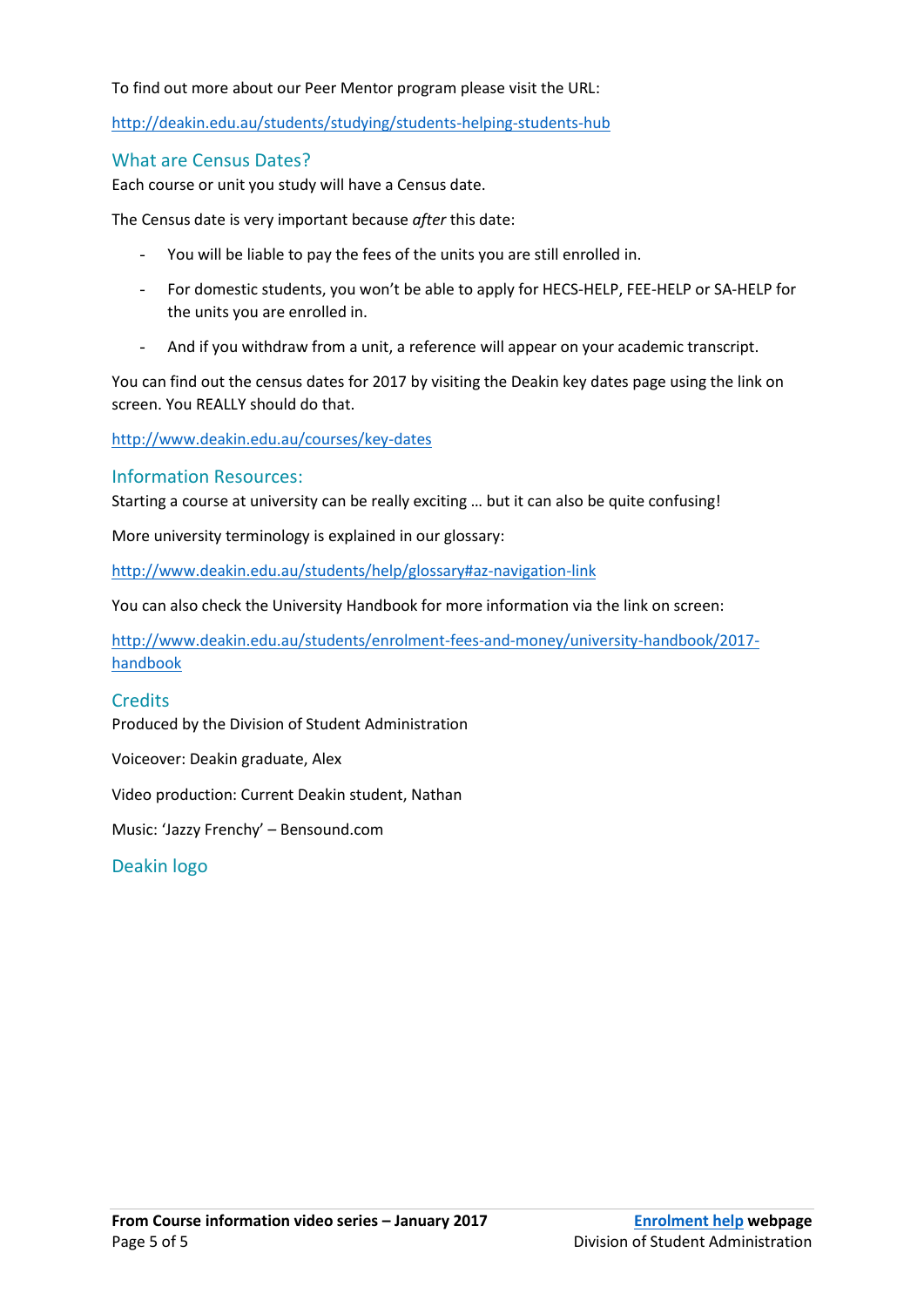To find out more about our Peer Mentor program please visit the URL:

http://deakin.edu.au/students/studying/students-helping-students-hub

## What are Census Dates?

Each course or unit you study will have a Census date.

The Census date is very important because *after* this date:

- You will be liable to pay the fees of the units you are still enrolled in.
- For domestic students, you won't be able to apply for HECS-HELP, FEE-HELP or SA-HELP for the units you are enrolled in.
- And if you withdraw from a unit, a reference will appear on your academic transcript.

You can find out the census dates for 2017 by visiting the Deakin key dates page using the link on screen. You REALLY should do that.

http://www.deakin.edu.au/courses/key-dates

## Information Resources:

Starting a course at university can be really exciting … but it can also be quite confusing!

More university terminology is explained in our glossary:

http://www.deakin.edu.au/students/help/glossary#az-navigation-link

You can also check the University Handbook for more information via the link on screen:

http://www.deakin.edu.au/students/enrolment-fees-and-money/university-handbook/2017-handbook

## Credits

Produced by the Division of Student Administration

Voiceover: Deakin graduate, Alex

Video production: Current Deakin student, Nathan

Music: 'Jazzy Frenchy' – Bensound.com

## Deakin logo